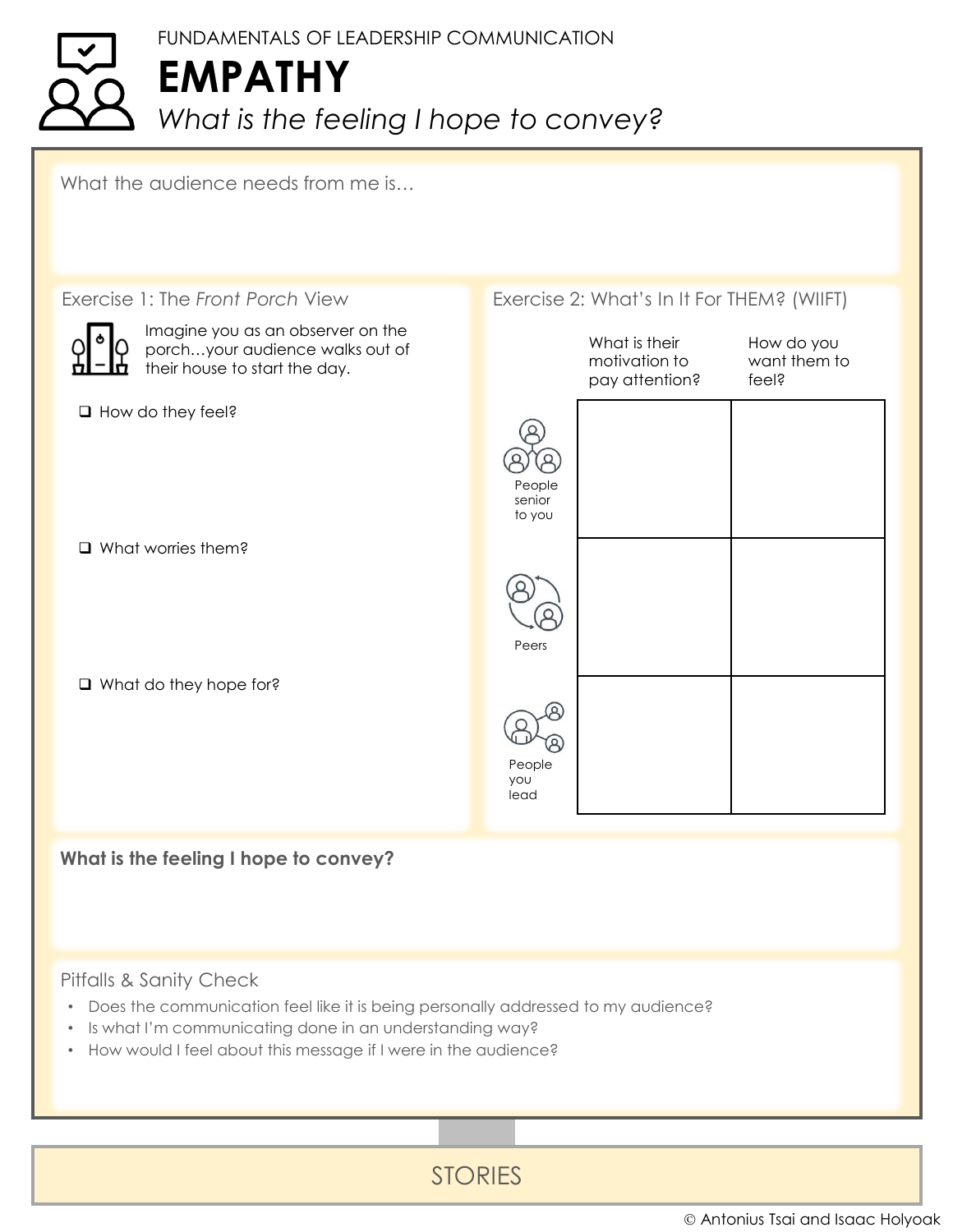FUNDAMENTALS OF LEADERSHIP COMMUNICATION

# EMPATHY

*What is the feeling I hope to convey?*

What the audience needs from me is…

## Exercise 1: The *Front Porch* View

Imagine you as an observer on the porch…your audience walks out of their house to start the day.

- ❑ How do they feel?
- ❑ What worries them?
- ❑ What do they hope for?

## Exercise 2: What's In It For THEM? (WIIFT)

| | What is their motivation to pay attention? | How do you want them to feel? |
|---|---|---|
| People senior to you | | |
| Peers | | |
| People you lead | | |

**What is the feeling I hope to convey?**

## Pitfalls & Sanity Check

- Does the communication feel like it is being personally addressed to my audience?
- Is what I'm communicating done in an understanding way?
- How would I feel about this message if I were in the audience?

STORIES

© Antonius Tsai and Isaac Holyoak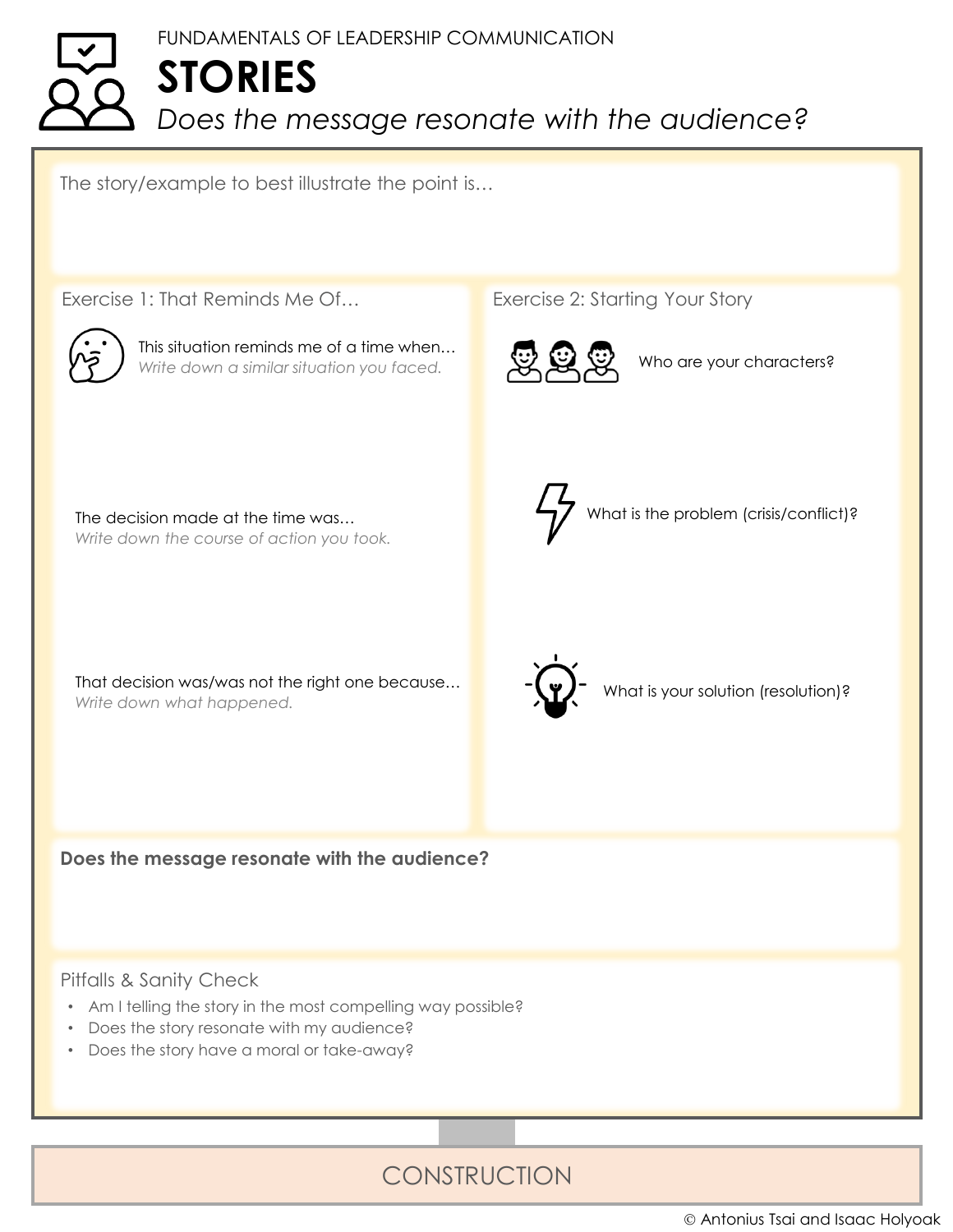FUNDAMENTALS OF LEADERSHIP COMMUNICATION

# STORIES

*Does the message resonate with the audience?*

The story/example to best illustrate the point is…

## Exercise 1: That Reminds Me Of…

This situation reminds me of a time when…
*Write down a similar situation you faced.*

The decision made at the time was…
*Write down the course of action you took.*

That decision was/was not the right one because…
*Write down what happened.*

## Exercise 2: Starting Your Story

Who are your characters?

What is the problem (crisis/conflict)?

What is your solution (resolution)?

**Does the message resonate with the audience?**

## Pitfalls & Sanity Check

- Am I telling the story in the most compelling way possible?
- Does the story resonate with my audience?
- Does the story have a moral or take-away?

CONSTRUCTION

© Antonius Tsai and Isaac Holyoak